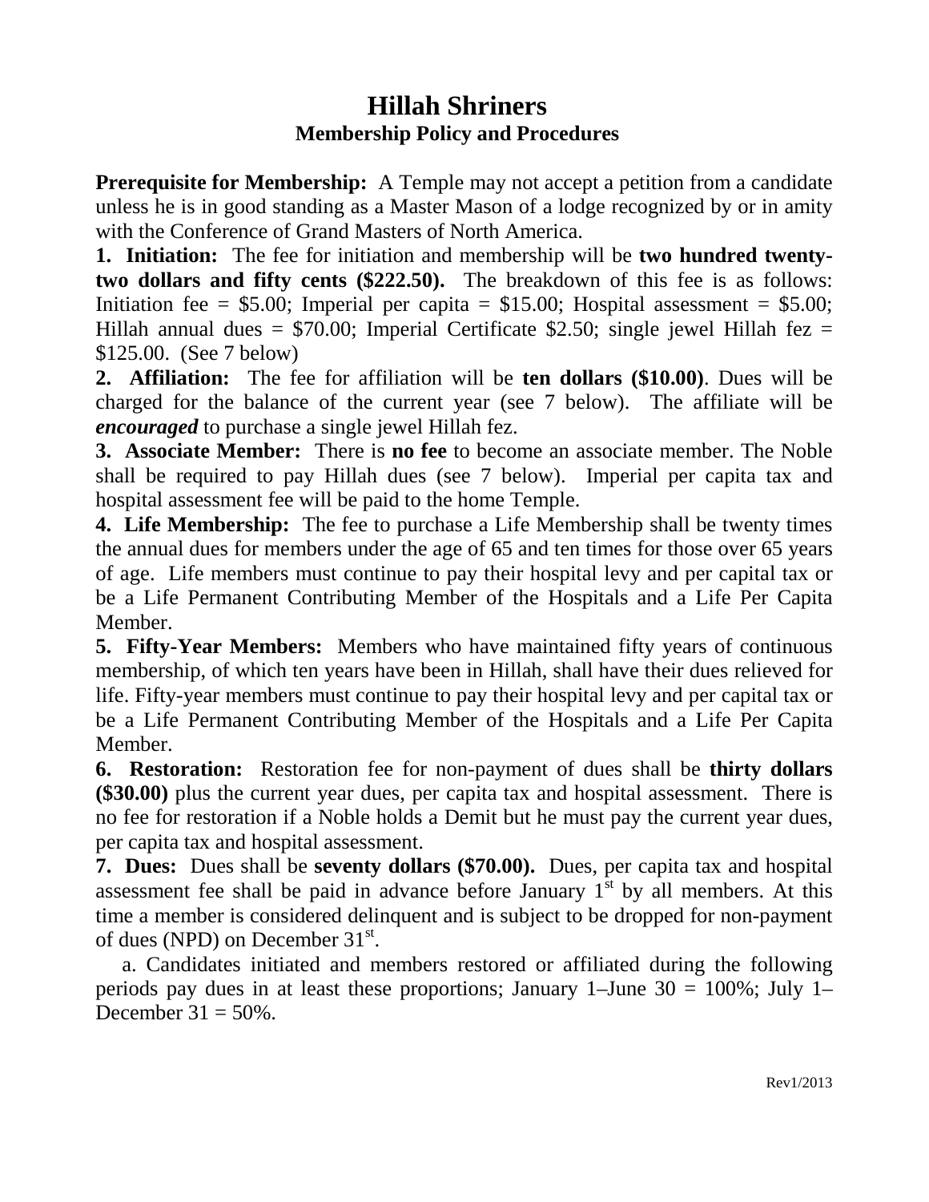# Hillah Shriners

## Membership Policy and Procedures

**Prerequisite for Membership:** A Temple may not accept a petition from a candidate unless he is in good standing as a Master Mason of a lodge recognized by or in amity with the Conference of Grand Masters of North America.

**1. Initiation:** The fee for initiation and membership will be **two hundred twenty-two dollars and fifty cents ($222.50).** The breakdown of this fee is as follows: Initiation fee = $5.00; Imperial per capita = $15.00; Hospital assessment = $5.00; Hillah annual dues = $70.00; Imperial Certificate $2.50; single jewel Hillah fez = $125.00. (See 7 below)

**2. Affiliation:** The fee for affiliation will be **ten dollars ($10.00)**. Dues will be charged for the balance of the current year (see 7 below). The affiliate will be ***encouraged*** to purchase a single jewel Hillah fez.

**3. Associate Member:** There is **no fee** to become an associate member. The Noble shall be required to pay Hillah dues (see 7 below). Imperial per capita tax and hospital assessment fee will be paid to the home Temple.

**4. Life Membership:** The fee to purchase a Life Membership shall be twenty times the annual dues for members under the age of 65 and ten times for those over 65 years of age. Life members must continue to pay their hospital levy and per capital tax or be a Life Permanent Contributing Member of the Hospitals and a Life Per Capita Member.

**5. Fifty-Year Members:** Members who have maintained fifty years of continuous membership, of which ten years have been in Hillah, shall have their dues relieved for life. Fifty-year members must continue to pay their hospital levy and per capital tax or be a Life Permanent Contributing Member of the Hospitals and a Life Per Capita Member.

**6. Restoration:** Restoration fee for non-payment of dues shall be **thirty dollars ($30.00)** plus the current year dues, per capita tax and hospital assessment. There is no fee for restoration if a Noble holds a Demit but he must pay the current year dues, per capita tax and hospital assessment.

**7. Dues:** Dues shall be **seventy dollars ($70.00).** Dues, per capita tax and hospital assessment fee shall be paid in advance before January 1st by all members. At this time a member is considered delinquent and is subject to be dropped for non-payment of dues (NPD) on December 31st.

a. Candidates initiated and members restored or affiliated during the following periods pay dues in at least these proportions; January 1–June 30 = 100%; July 1–December 31 = 50%.

Rev1/2013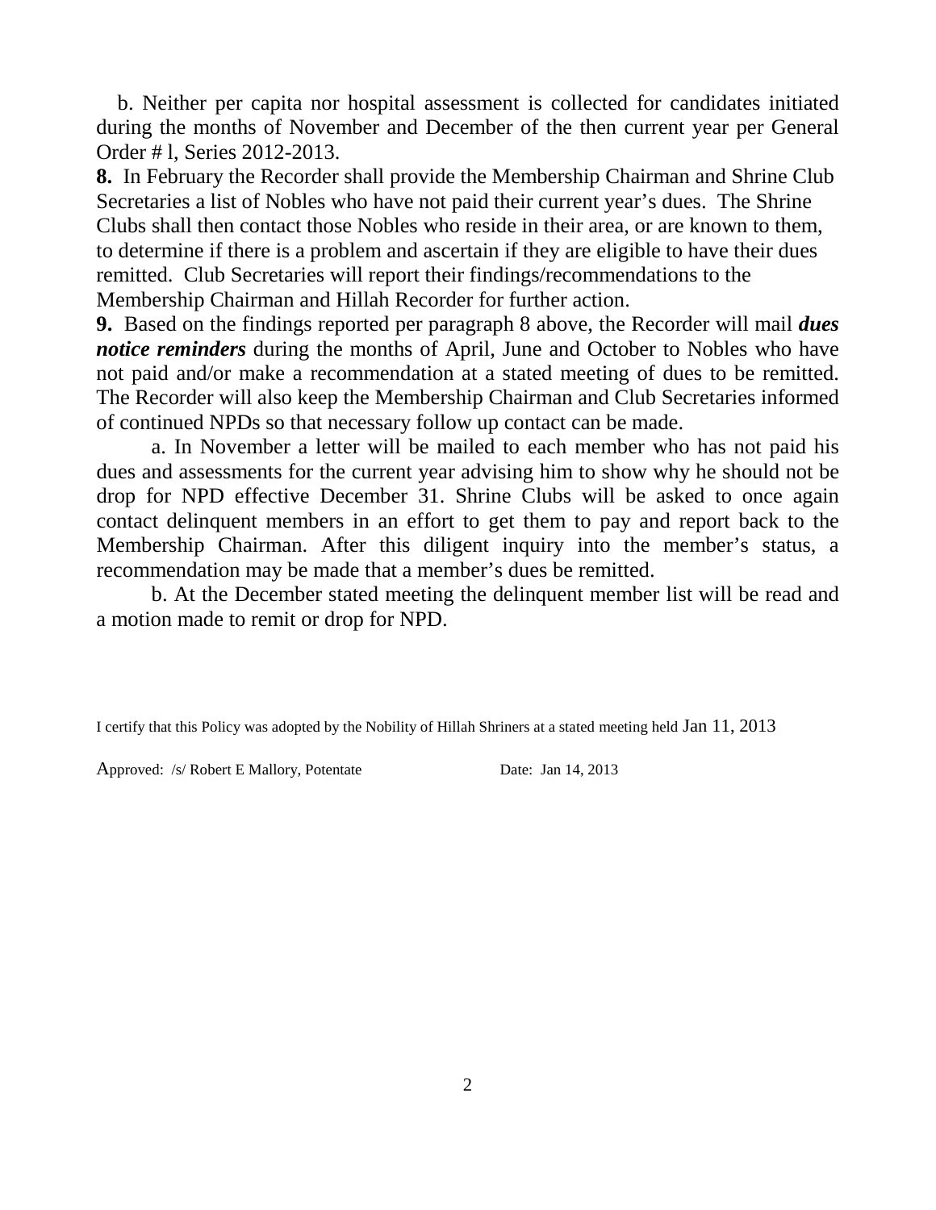b. Neither per capita nor hospital assessment is collected for candidates initiated during the months of November and December of the then current year per General Order # l, Series 2012-2013.

**8.** In February the Recorder shall provide the Membership Chairman and Shrine Club Secretaries a list of Nobles who have not paid their current year's dues. The Shrine Clubs shall then contact those Nobles who reside in their area, or are known to them, to determine if there is a problem and ascertain if they are eligible to have their dues remitted. Club Secretaries will report their findings/recommendations to the Membership Chairman and Hillah Recorder for further action.

**9.** Based on the findings reported per paragraph 8 above, the Recorder will mail ***dues notice reminders*** during the months of April, June and October to Nobles who have not paid and/or make a recommendation at a stated meeting of dues to be remitted. The Recorder will also keep the Membership Chairman and Club Secretaries informed of continued NPDs so that necessary follow up contact can be made.

a. In November a letter will be mailed to each member who has not paid his dues and assessments for the current year advising him to show why he should not be drop for NPD effective December 31. Shrine Clubs will be asked to once again contact delinquent members in an effort to get them to pay and report back to the Membership Chairman. After this diligent inquiry into the member's status, a recommendation may be made that a member's dues be remitted.

b. At the December stated meeting the delinquent member list will be read and a motion made to remit or drop for NPD.

I certify that this Policy was adopted by the Nobility of Hillah Shriners at a stated meeting held Jan 11, 2013

Approved: /s/ Robert E Mallory, Potentate Date: Jan 14, 2013